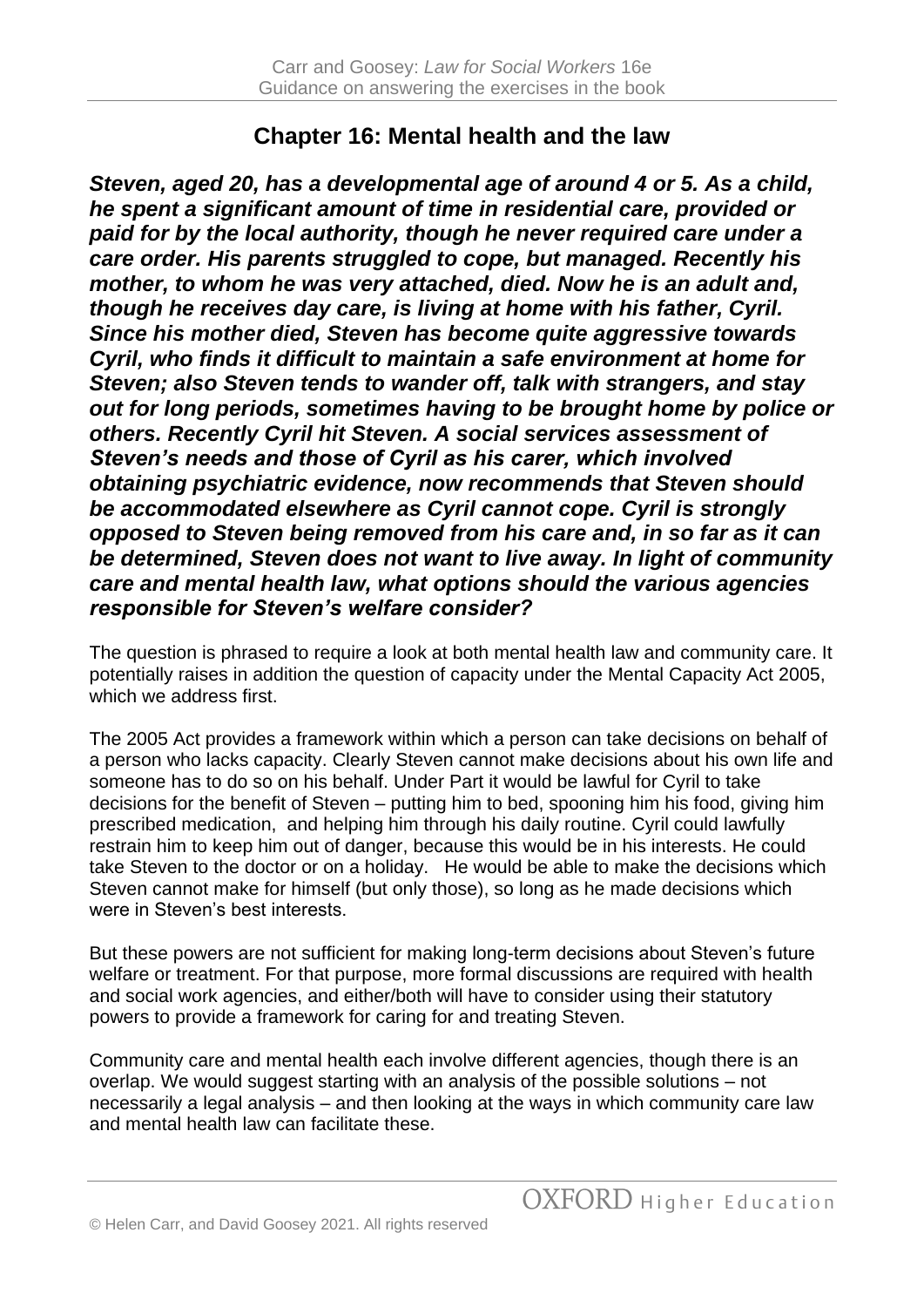## Chapter 16: Mental health and the law

***Steven, aged 20, has a developmental age of around 4 or 5. As a child, he spent a significant amount of time in residential care, provided or paid for by the local authority, though he never required care under a care order. His parents struggled to cope, but managed. Recently his mother, to whom he was very attached, died. Now he is an adult and, though he receives day care, is living at home with his father, Cyril. Since his mother died, Steven has become quite aggressive towards Cyril, who finds it difficult to maintain a safe environment at home for Steven; also Steven tends to wander off, talk with strangers, and stay out for long periods, sometimes having to be brought home by police or others. Recently Cyril hit Steven. A social services assessment of Steven's needs and those of Cyril as his carer, which involved obtaining psychiatric evidence, now recommends that Steven should be accommodated elsewhere as Cyril cannot cope. Cyril is strongly opposed to Steven being removed from his care and, in so far as it can be determined, Steven does not want to live away. In light of community care and mental health law, what options should the various agencies responsible for Steven's welfare consider?***

The question is phrased to require a look at both mental health law and community care. It potentially raises in addition the question of capacity under the Mental Capacity Act 2005, which we address first.

The 2005 Act provides a framework within which a person can take decisions on behalf of a person who lacks capacity. Clearly Steven cannot make decisions about his own life and someone has to do so on his behalf. Under Part it would be lawful for Cyril to take decisions for the benefit of Steven – putting him to bed, spooning him his food, giving him prescribed medication, and helping him through his daily routine. Cyril could lawfully restrain him to keep him out of danger, because this would be in his interests. He could take Steven to the doctor or on a holiday. He would be able to make the decisions which Steven cannot make for himself (but only those), so long as he made decisions which were in Steven's best interests.

But these powers are not sufficient for making long-term decisions about Steven's future welfare or treatment. For that purpose, more formal discussions are required with health and social work agencies, and either/both will have to consider using their statutory powers to provide a framework for caring for and treating Steven.

Community care and mental health each involve different agencies, though there is an overlap. We would suggest starting with an analysis of the possible solutions – not necessarily a legal analysis – and then looking at the ways in which community care law and mental health law can facilitate these.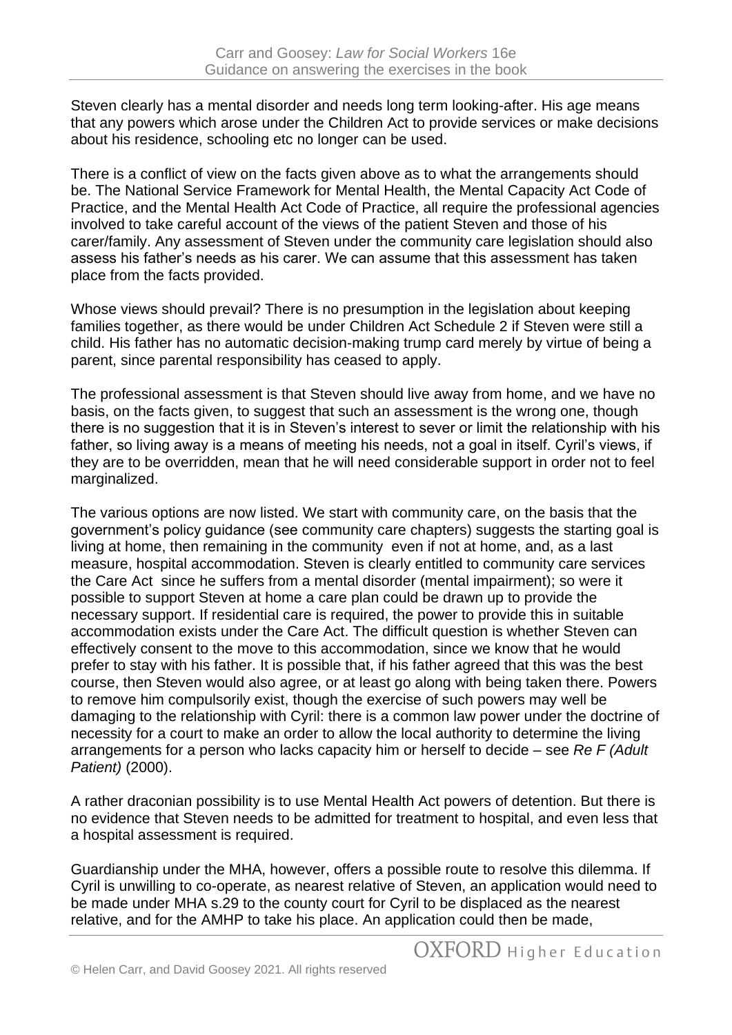Steven clearly has a mental disorder and needs long term looking-after. His age means that any powers which arose under the Children Act to provide services or make decisions about his residence, schooling etc no longer can be used.

There is a conflict of view on the facts given above as to what the arrangements should be. The National Service Framework for Mental Health, the Mental Capacity Act Code of Practice, and the Mental Health Act Code of Practice, all require the professional agencies involved to take careful account of the views of the patient Steven and those of his carer/family. Any assessment of Steven under the community care legislation should also assess his father's needs as his carer. We can assume that this assessment has taken place from the facts provided.

Whose views should prevail? There is no presumption in the legislation about keeping families together, as there would be under Children Act Schedule 2 if Steven were still a child. His father has no automatic decision-making trump card merely by virtue of being a parent, since parental responsibility has ceased to apply.

The professional assessment is that Steven should live away from home, and we have no basis, on the facts given, to suggest that such an assessment is the wrong one, though there is no suggestion that it is in Steven's interest to sever or limit the relationship with his father, so living away is a means of meeting his needs, not a goal in itself. Cyril's views, if they are to be overridden, mean that he will need considerable support in order not to feel marginalized.

The various options are now listed. We start with community care, on the basis that the government's policy guidance (see community care chapters) suggests the starting goal is living at home, then remaining in the community even if not at home, and, as a last measure, hospital accommodation. Steven is clearly entitled to community care services the Care Act since he suffers from a mental disorder (mental impairment); so were it possible to support Steven at home a care plan could be drawn up to provide the necessary support. If residential care is required, the power to provide this in suitable accommodation exists under the Care Act. The difficult question is whether Steven can effectively consent to the move to this accommodation, since we know that he would prefer to stay with his father. It is possible that, if his father agreed that this was the best course, then Steven would also agree, or at least go along with being taken there. Powers to remove him compulsorily exist, though the exercise of such powers may well be damaging to the relationship with Cyril: there is a common law power under the doctrine of necessity for a court to make an order to allow the local authority to determine the living arrangements for a person who lacks capacity him or herself to decide – see *Re F (Adult Patient)* (2000).

A rather draconian possibility is to use Mental Health Act powers of detention. But there is no evidence that Steven needs to be admitted for treatment to hospital, and even less that a hospital assessment is required.

Guardianship under the MHA, however, offers a possible route to resolve this dilemma. If Cyril is unwilling to co-operate, as nearest relative of Steven, an application would need to be made under MHA s.29 to the county court for Cyril to be displaced as the nearest relative, and for the AMHP to take his place. An application could then be made,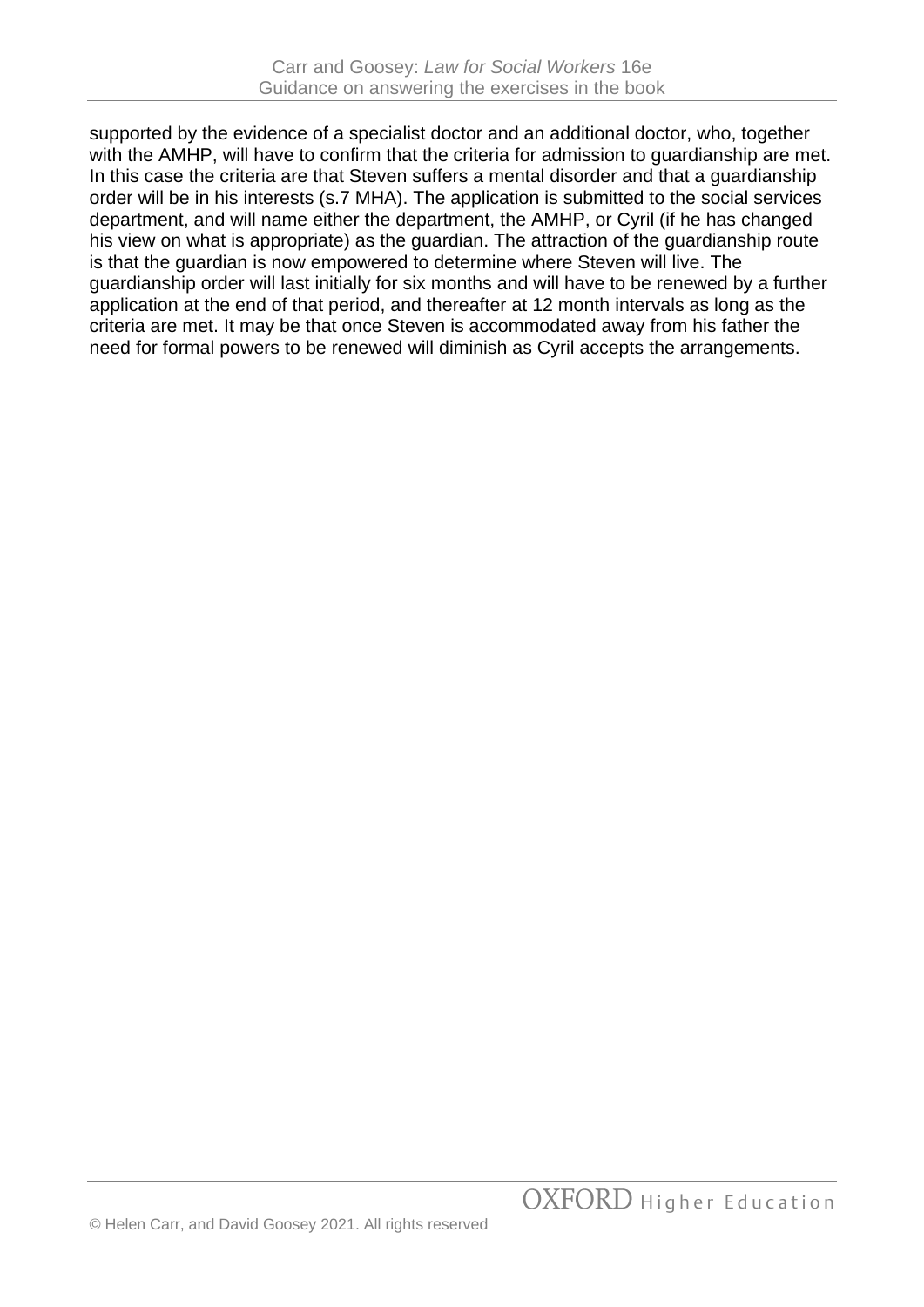supported by the evidence of a specialist doctor and an additional doctor, who, together with the AMHP, will have to confirm that the criteria for admission to guardianship are met. In this case the criteria are that Steven suffers a mental disorder and that a guardianship order will be in his interests (s.7 MHA). The application is submitted to the social services department, and will name either the department, the AMHP, or Cyril (if he has changed his view on what is appropriate) as the guardian. The attraction of the guardianship route is that the guardian is now empowered to determine where Steven will live. The guardianship order will last initially for six months and will have to be renewed by a further application at the end of that period, and thereafter at 12 month intervals as long as the criteria are met. It may be that once Steven is accommodated away from his father the need for formal powers to be renewed will diminish as Cyril accepts the arrangements.